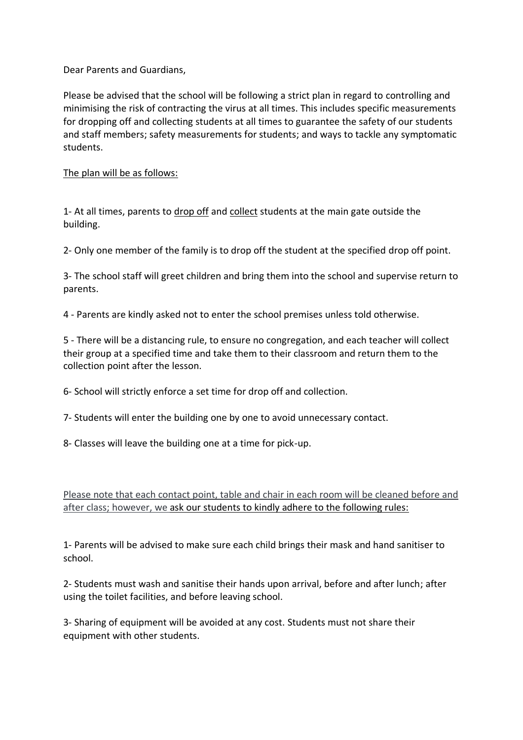Dear Parents and Guardians,

Please be advised that the school will be following a strict plan in regard to controlling and minimising the risk of contracting the virus at all times. This includes specific measurements for dropping off and collecting students at all times to guarantee the safety of our students and staff members; safety measurements for students; and ways to tackle any symptomatic students.

<u>The plan will be as follows:</u>

1- At all times, parents to <u>drop off</u> and <u>collect</u> students at the main gate outside the building.

2- Only one member of the family is to drop off the student at the specified drop off point.

3- The school staff will greet children and bring them into the school and supervise return to parents.

4 - Parents are kindly asked not to enter the school premises unless told otherwise.

5 - There will be a distancing rule, to ensure no congregation, and each teacher will collect their group at a specified time and take them to their classroom and return them to the collection point after the lesson.

6- School will strictly enforce a set time for drop off and collection.

7- Students will enter the building one by one to avoid unnecessary contact.

8- Classes will leave the building one at a time for pick-up.

<u>Please note that each contact point, table and chair in each room will be cleaned before and after class; however, we ask our students to kindly adhere to the following rules:</u>

1- Parents will be advised to make sure each child brings their mask and hand sanitiser to school.

2- Students must wash and sanitise their hands upon arrival, before and after lunch; after using the toilet facilities, and before leaving school.

3- Sharing of equipment will be avoided at any cost. Students must not share their equipment with other students.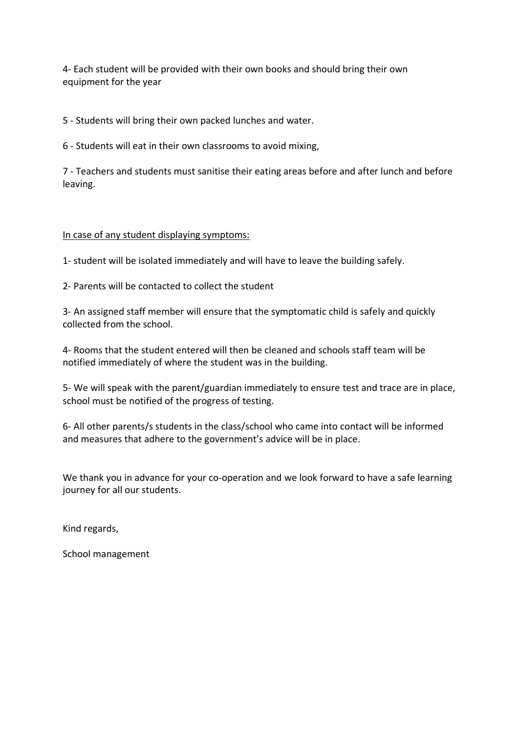4- Each student will be provided with their own books and should bring their own equipment for the year

5 - Students will bring their own packed lunches and water.

6 - Students will eat in their own classrooms to avoid mixing,

7 - Teachers and students must sanitise their eating areas before and after lunch and before leaving.

<u>In case of any student displaying symptoms:</u>

1- student will be isolated immediately and will have to leave the building safely.

2- Parents will be contacted to collect the student

3- An assigned staff member will ensure that the symptomatic child is safely and quickly collected from the school.

4- Rooms that the student entered will then be cleaned and schools staff team will be notified immediately of where the student was in the building.

5- We will speak with the parent/guardian immediately to ensure test and trace are in place, school must be notified of the progress of testing.

6- All other parents/s students in the class/school who came into contact will be informed and measures that adhere to the government's advice will be in place.

We thank you in advance for your co-operation and we look forward to have a safe learning journey for all our students.

Kind regards,

School management